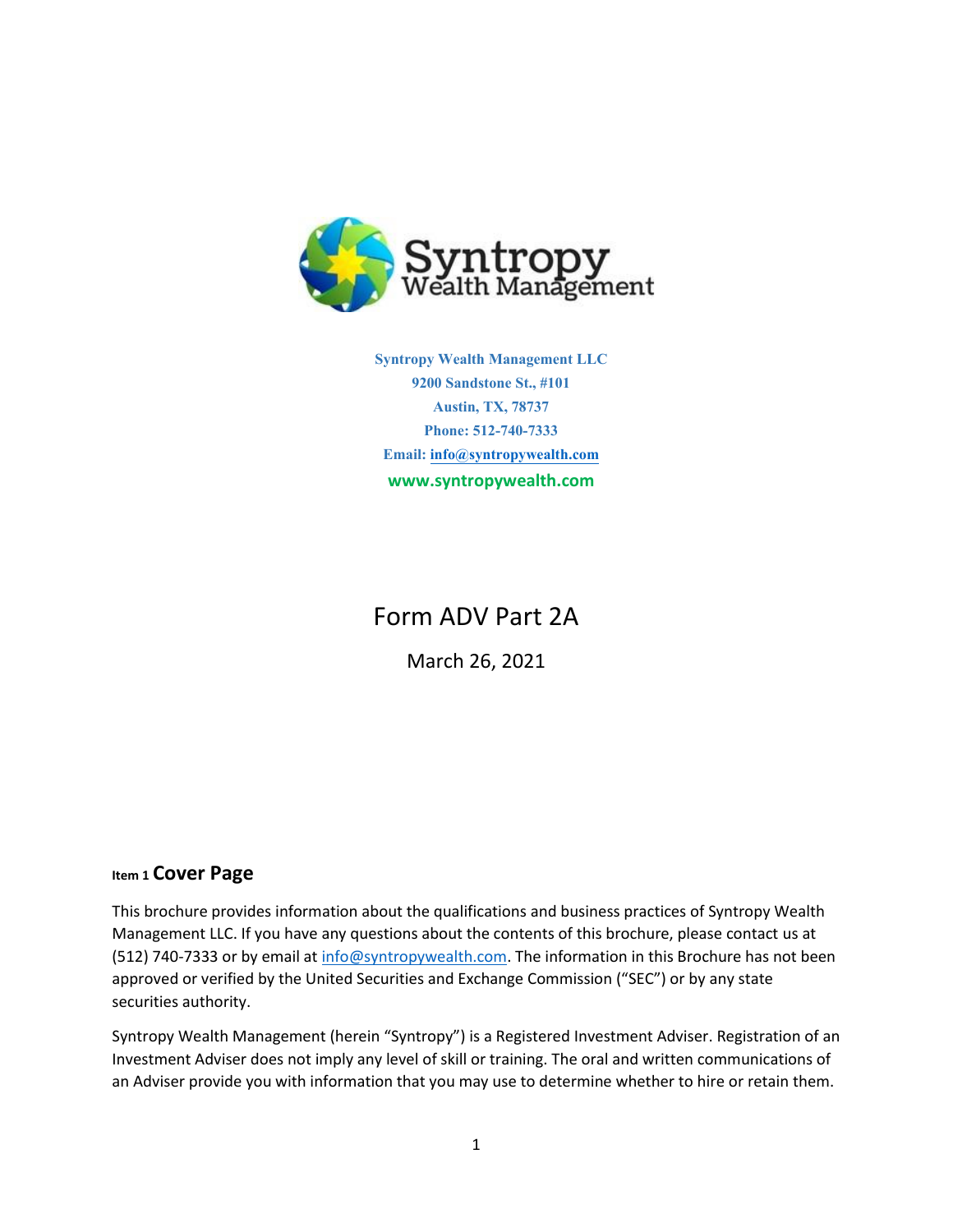Syntropy Wealth Management

**Syntropy Wealth Management LLC**
**9200 Sandstone St., #101**
**Austin, TX, 78737**
**Phone: 512-740-7333**
**Email: info@syntropywealth.com**
**www.syntropywealth.com**

# Form ADV Part 2A

March 26, 2021

## Item 1 Cover Page

This brochure provides information about the qualifications and business practices of Syntropy Wealth Management LLC. If you have any questions about the contents of this brochure, please contact us at (512) 740-7333 or by email at info@syntropywealth.com. The information in this Brochure has not been approved or verified by the United Securities and Exchange Commission ("SEC") or by any state securities authority.

Syntropy Wealth Management (herein "Syntropy") is a Registered Investment Adviser. Registration of an Investment Adviser does not imply any level of skill or training. The oral and written communications of an Adviser provide you with information that you may use to determine whether to hire or retain them.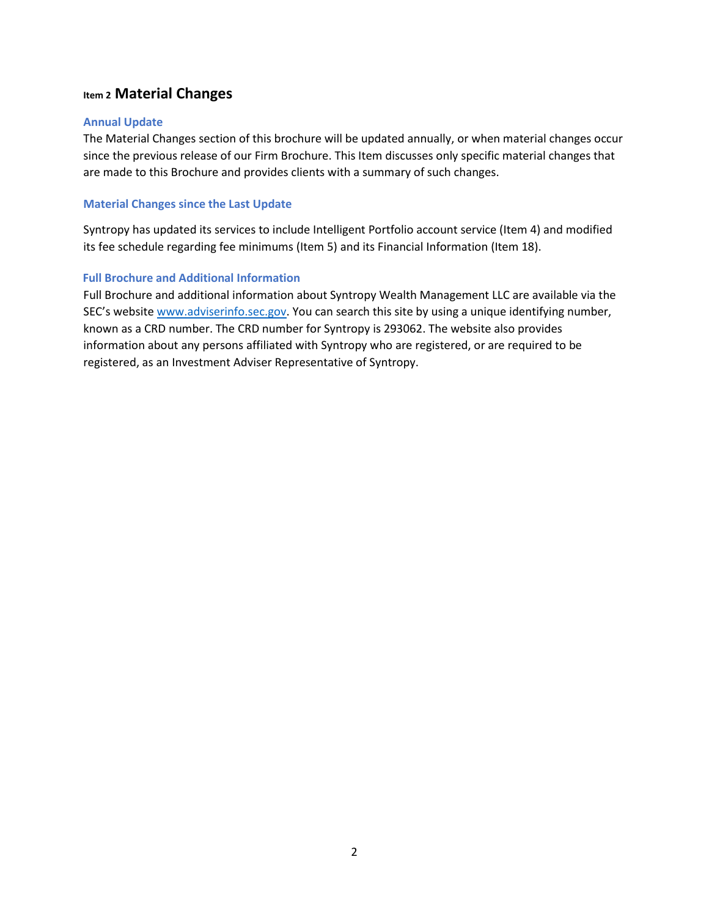## Item 2 Material Changes

### Annual Update

The Material Changes section of this brochure will be updated annually, or when material changes occur since the previous release of our Firm Brochure. This Item discusses only specific material changes that are made to this Brochure and provides clients with a summary of such changes.

### Material Changes since the Last Update

Syntropy has updated its services to include Intelligent Portfolio account service (Item 4) and modified its fee schedule regarding fee minimums (Item 5) and its Financial Information (Item 18).

### Full Brochure and Additional Information

Full Brochure and additional information about Syntropy Wealth Management LLC are available via the SEC's website www.adviserinfo.sec.gov. You can search this site by using a unique identifying number, known as a CRD number. The CRD number for Syntropy is 293062. The website also provides information about any persons affiliated with Syntropy who are registered, or are required to be registered, as an Investment Adviser Representative of Syntropy.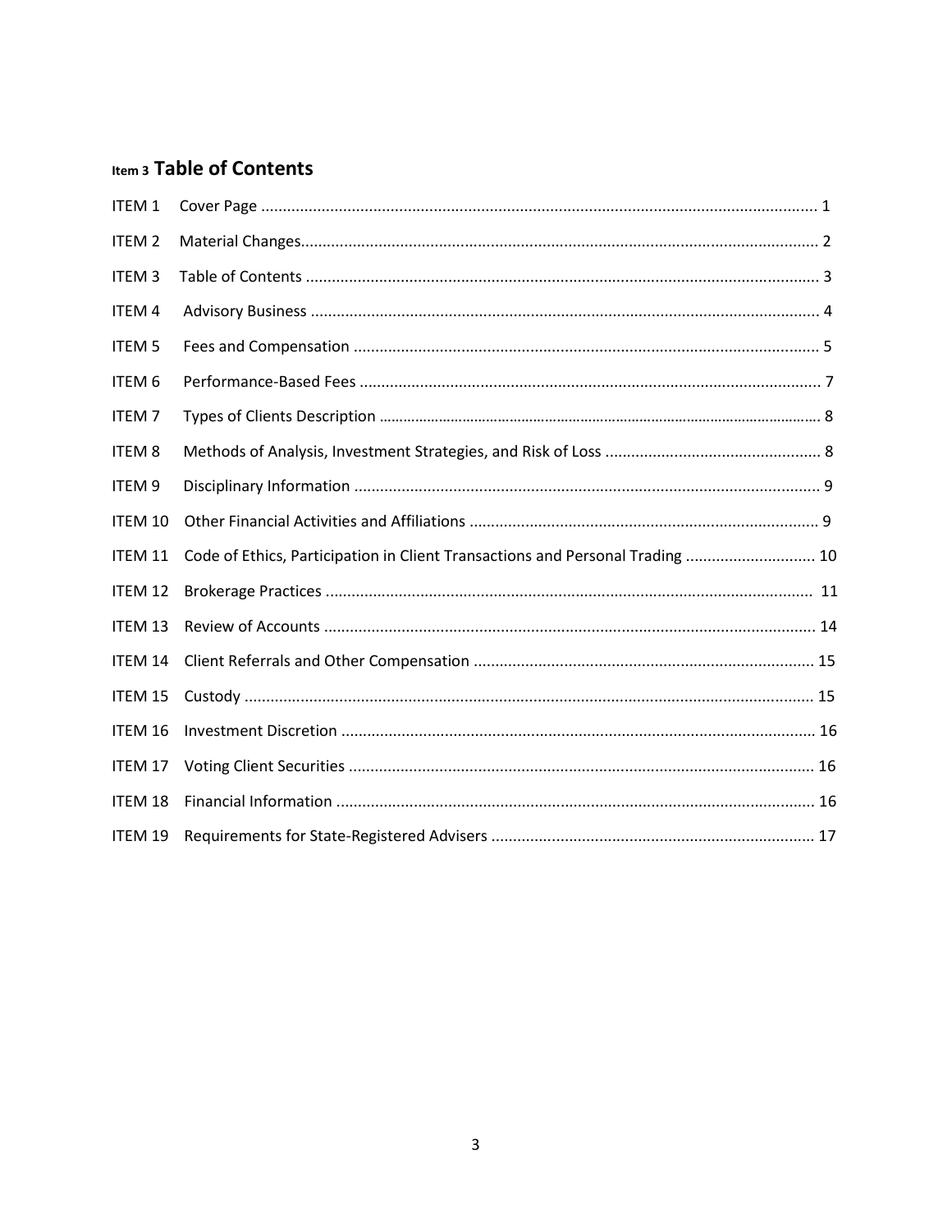## Item 3 Table of Contents

| | | |
|---|---|---|
| ITEM 1 | Cover Page | 1 |
| ITEM 2 | Material Changes | 2 |
| ITEM 3 | Table of Contents | 3 |
| ITEM 4 | Advisory Business | 4 |
| ITEM 5 | Fees and Compensation | 5 |
| ITEM 6 | Performance-Based Fees | 7 |
| ITEM 7 | Types of Clients Description | 8 |
| ITEM 8 | Methods of Analysis, Investment Strategies, and Risk of Loss | 8 |
| ITEM 9 | Disciplinary Information | 9 |
| ITEM 10 | Other Financial Activities and Affiliations | 9 |
| ITEM 11 | Code of Ethics, Participation in Client Transactions and Personal Trading | 10 |
| ITEM 12 | Brokerage Practices | 11 |
| ITEM 13 | Review of Accounts | 14 |
| ITEM 14 | Client Referrals and Other Compensation | 15 |
| ITEM 15 | Custody | 15 |
| ITEM 16 | Investment Discretion | 16 |
| ITEM 17 | Voting Client Securities | 16 |
| ITEM 18 | Financial Information | 16 |
| ITEM 19 | Requirements for State-Registered Advisers | 17 |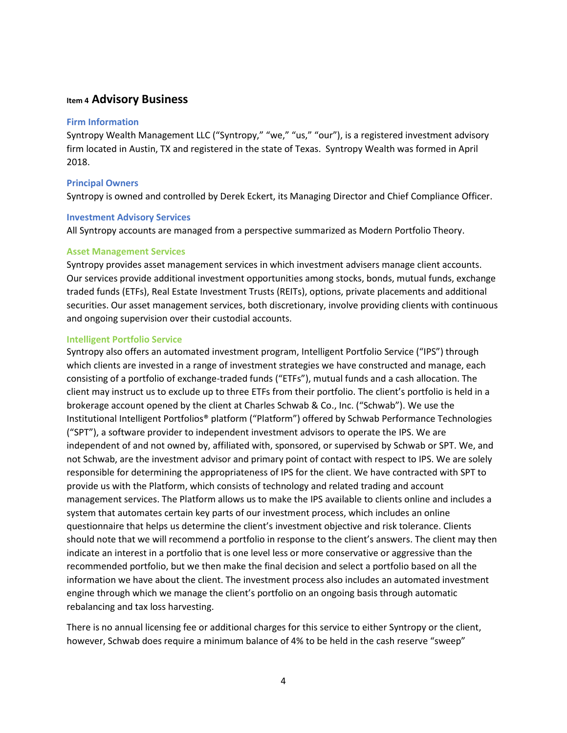## Item 4 Advisory Business

### Firm Information

Syntropy Wealth Management LLC ("Syntropy," "we," "us," "our"), is a registered investment advisory firm located in Austin, TX and registered in the state of Texas. Syntropy Wealth was formed in April 2018.

### Principal Owners

Syntropy is owned and controlled by Derek Eckert, its Managing Director and Chief Compliance Officer.

### Investment Advisory Services

All Syntropy accounts are managed from a perspective summarized as Modern Portfolio Theory.

#### Asset Management Services

Syntropy provides asset management services in which investment advisers manage client accounts. Our services provide additional investment opportunities among stocks, bonds, mutual funds, exchange traded funds (ETFs), Real Estate Investment Trusts (REITs), options, private placements and additional securities. Our asset management services, both discretionary, involve providing clients with continuous and ongoing supervision over their custodial accounts.

#### Intelligent Portfolio Service

Syntropy also offers an automated investment program, Intelligent Portfolio Service ("IPS") through which clients are invested in a range of investment strategies we have constructed and manage, each consisting of a portfolio of exchange-traded funds ("ETFs"), mutual funds and a cash allocation. The client may instruct us to exclude up to three ETFs from their portfolio. The client's portfolio is held in a brokerage account opened by the client at Charles Schwab & Co., Inc. ("Schwab"). We use the Institutional Intelligent Portfolios® platform ("Platform") offered by Schwab Performance Technologies ("SPT"), a software provider to independent investment advisors to operate the IPS. We are independent of and not owned by, affiliated with, sponsored, or supervised by Schwab or SPT. We, and not Schwab, are the investment advisor and primary point of contact with respect to IPS. We are solely responsible for determining the appropriateness of IPS for the client. We have contracted with SPT to provide us with the Platform, which consists of technology and related trading and account management services. The Platform allows us to make the IPS available to clients online and includes a system that automates certain key parts of our investment process, which includes an online questionnaire that helps us determine the client's investment objective and risk tolerance. Clients should note that we will recommend a portfolio in response to the client's answers. The client may then indicate an interest in a portfolio that is one level less or more conservative or aggressive than the recommended portfolio, but we then make the final decision and select a portfolio based on all the information we have about the client. The investment process also includes an automated investment engine through which we manage the client's portfolio on an ongoing basis through automatic rebalancing and tax loss harvesting.

There is no annual licensing fee or additional charges for this service to either Syntropy or the client, however, Schwab does require a minimum balance of 4% to be held in the cash reserve "sweep"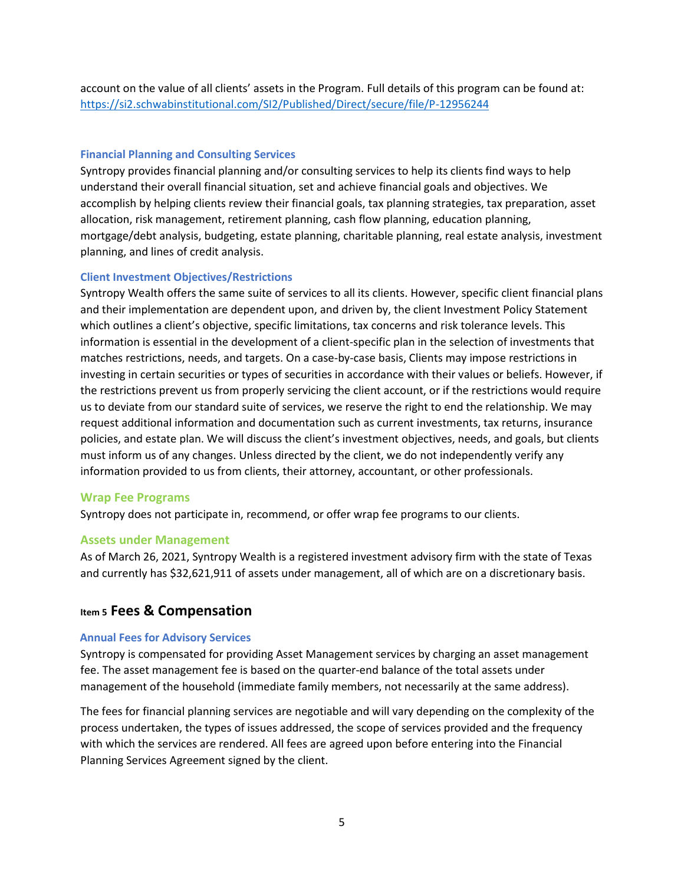account on the value of all clients' assets in the Program. Full details of this program can be found at: [https://si2.schwabinstitutional.com/SI2/Published/Direct/secure/file/P-12956244](https://si2.schwabinstitutional.com/SI2/Published/Direct/secure/file/P-12956244)

### Financial Planning and Consulting Services

Syntropy provides financial planning and/or consulting services to help its clients find ways to help understand their overall financial situation, set and achieve financial goals and objectives. We accomplish by helping clients review their financial goals, tax planning strategies, tax preparation, asset allocation, risk management, retirement planning, cash flow planning, education planning, mortgage/debt analysis, budgeting, estate planning, charitable planning, real estate analysis, investment planning, and lines of credit analysis.

### Client Investment Objectives/Restrictions

Syntropy Wealth offers the same suite of services to all its clients. However, specific client financial plans and their implementation are dependent upon, and driven by, the client Investment Policy Statement which outlines a client's objective, specific limitations, tax concerns and risk tolerance levels. This information is essential in the development of a client-specific plan in the selection of investments that matches restrictions, needs, and targets. On a case-by-case basis, Clients may impose restrictions in investing in certain securities or types of securities in accordance with their values or beliefs. However, if the restrictions prevent us from properly servicing the client account, or if the restrictions would require us to deviate from our standard suite of services, we reserve the right to end the relationship. We may request additional information and documentation such as current investments, tax returns, insurance policies, and estate plan. We will discuss the client's investment objectives, needs, and goals, but clients must inform us of any changes. Unless directed by the client, we do not independently verify any information provided to us from clients, their attorney, accountant, or other professionals.

### Wrap Fee Programs

Syntropy does not participate in, recommend, or offer wrap fee programs to our clients.

### Assets under Management

As of March 26, 2021, Syntropy Wealth is a registered investment advisory firm with the state of Texas and currently has $32,621,911 of assets under management, all of which are on a discretionary basis.

## Item 5 Fees & Compensation

### Annual Fees for Advisory Services

Syntropy is compensated for providing Asset Management services by charging an asset management fee. The asset management fee is based on the quarter-end balance of the total assets under management of the household (immediate family members, not necessarily at the same address).

The fees for financial planning services are negotiable and will vary depending on the complexity of the process undertaken, the types of issues addressed, the scope of services provided and the frequency with which the services are rendered. All fees are agreed upon before entering into the Financial Planning Services Agreement signed by the client.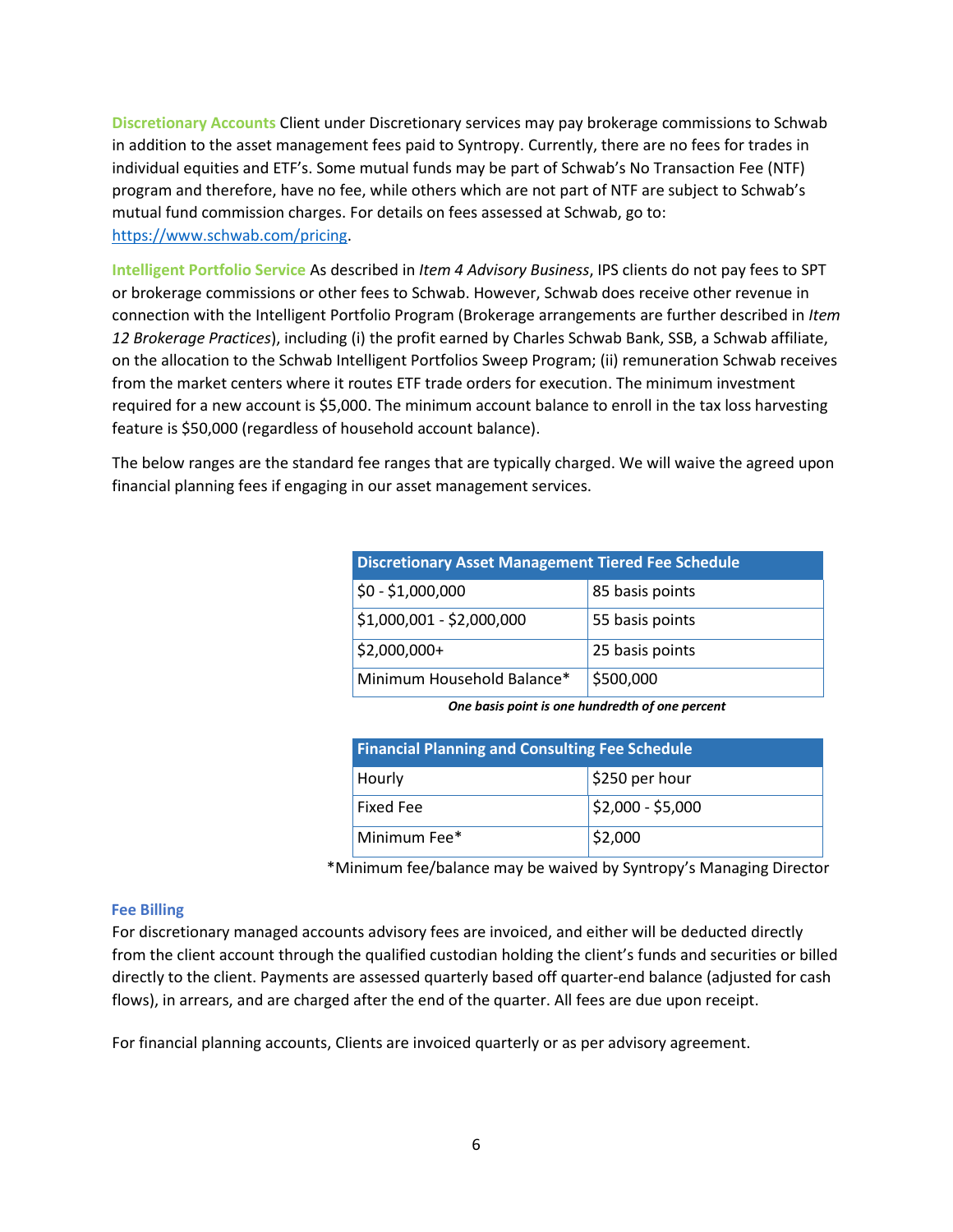**Discretionary Accounts** Client under Discretionary services may pay brokerage commissions to Schwab in addition to the asset management fees paid to Syntropy. Currently, there are no fees for trades in individual equities and ETF's. Some mutual funds may be part of Schwab's No Transaction Fee (NTF) program and therefore, have no fee, while others which are not part of NTF are subject to Schwab's mutual fund commission charges. For details on fees assessed at Schwab, go to: [https://www.schwab.com/pricing](https://www.schwab.com/pricing).

**Intelligent Portfolio Service** As described in *Item 4 Advisory Business*, IPS clients do not pay fees to SPT or brokerage commissions or other fees to Schwab. However, Schwab does receive other revenue in connection with the Intelligent Portfolio Program (Brokerage arrangements are further described in *Item 12 Brokerage Practices*), including (i) the profit earned by Charles Schwab Bank, SSB, a Schwab affiliate, on the allocation to the Schwab Intelligent Portfolios Sweep Program; (ii) remuneration Schwab receives from the market centers where it routes ETF trade orders for execution. The minimum investment required for a new account is $5,000. The minimum account balance to enroll in the tax loss harvesting feature is $50,000 (regardless of household account balance).

The below ranges are the standard fee ranges that are typically charged. We will waive the agreed upon financial planning fees if engaging in our asset management services.

| Discretionary Asset Management Tiered Fee Schedule | |
|---|---|
| $0 - $1,000,000 | 85 basis points |
| $1,000,001 - $2,000,000 | 55 basis points |
| $2,000,000+ | 25 basis points |
| Minimum Household Balance* | $500,000 |

***One basis point is one hundredth of one percent***

| Financial Planning and Consulting Fee Schedule | |
|---|---|
| Hourly | $250 per hour |
| Fixed Fee | $2,000 - $5,000 |
| Minimum Fee* | $2,000 |

*Minimum fee/balance may be waived by Syntropy's Managing Director

### Fee Billing

For discretionary managed accounts advisory fees are invoiced, and either will be deducted directly from the client account through the qualified custodian holding the client's funds and securities or billed directly to the client. Payments are assessed quarterly based off quarter-end balance (adjusted for cash flows), in arrears, and are charged after the end of the quarter. All fees are due upon receipt.

For financial planning accounts, Clients are invoiced quarterly or as per advisory agreement.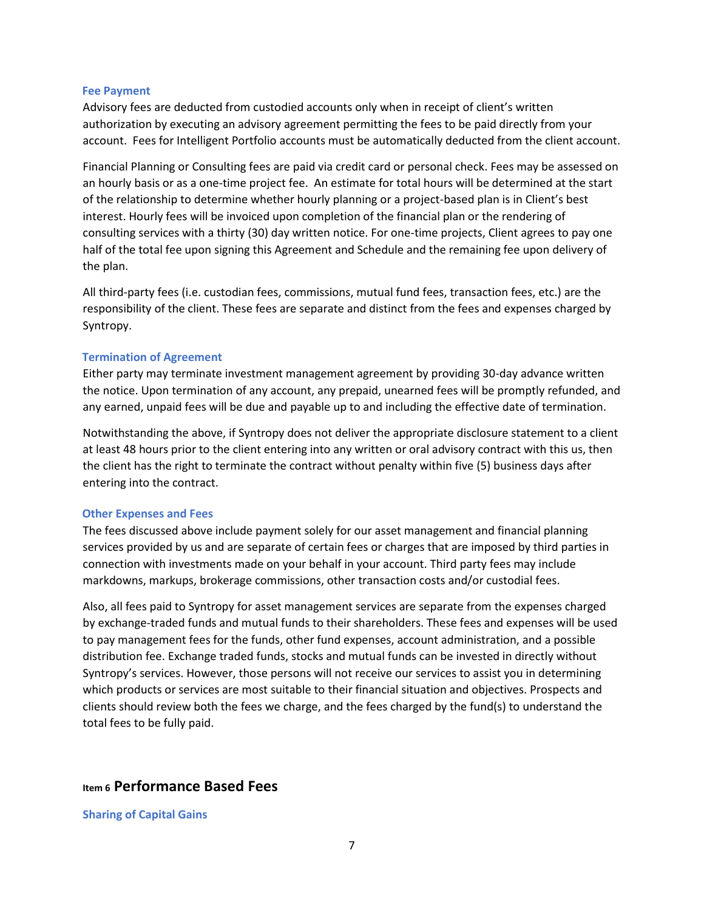### Fee Payment

Advisory fees are deducted from custodied accounts only when in receipt of client's written authorization by executing an advisory agreement permitting the fees to be paid directly from your account. Fees for Intelligent Portfolio accounts must be automatically deducted from the client account.

Financial Planning or Consulting fees are paid via credit card or personal check. Fees may be assessed on an hourly basis or as a one-time project fee. An estimate for total hours will be determined at the start of the relationship to determine whether hourly planning or a project-based plan is in Client's best interest. Hourly fees will be invoiced upon completion of the financial plan or the rendering of consulting services with a thirty (30) day written notice. For one-time projects, Client agrees to pay one half of the total fee upon signing this Agreement and Schedule and the remaining fee upon delivery of the plan.

All third-party fees (i.e. custodian fees, commissions, mutual fund fees, transaction fees, etc.) are the responsibility of the client. These fees are separate and distinct from the fees and expenses charged by Syntropy.

### Termination of Agreement

Either party may terminate investment management agreement by providing 30-day advance written the notice. Upon termination of any account, any prepaid, unearned fees will be promptly refunded, and any earned, unpaid fees will be due and payable up to and including the effective date of termination.

Notwithstanding the above, if Syntropy does not deliver the appropriate disclosure statement to a client at least 48 hours prior to the client entering into any written or oral advisory contract with this us, then the client has the right to terminate the contract without penalty within five (5) business days after entering into the contract.

### Other Expenses and Fees

The fees discussed above include payment solely for our asset management and financial planning services provided by us and are separate of certain fees or charges that are imposed by third parties in connection with investments made on your behalf in your account. Third party fees may include markdowns, markups, brokerage commissions, other transaction costs and/or custodial fees.

Also, all fees paid to Syntropy for asset management services are separate from the expenses charged by exchange-traded funds and mutual funds to their shareholders. These fees and expenses will be used to pay management fees for the funds, other fund expenses, account administration, and a possible distribution fee. Exchange traded funds, stocks and mutual funds can be invested in directly without Syntropy's services. However, those persons will not receive our services to assist you in determining which products or services are most suitable to their financial situation and objectives. Prospects and clients should review both the fees we charge, and the fees charged by the fund(s) to understand the total fees to be fully paid.

## Item 6 Performance Based Fees

### Sharing of Capital Gains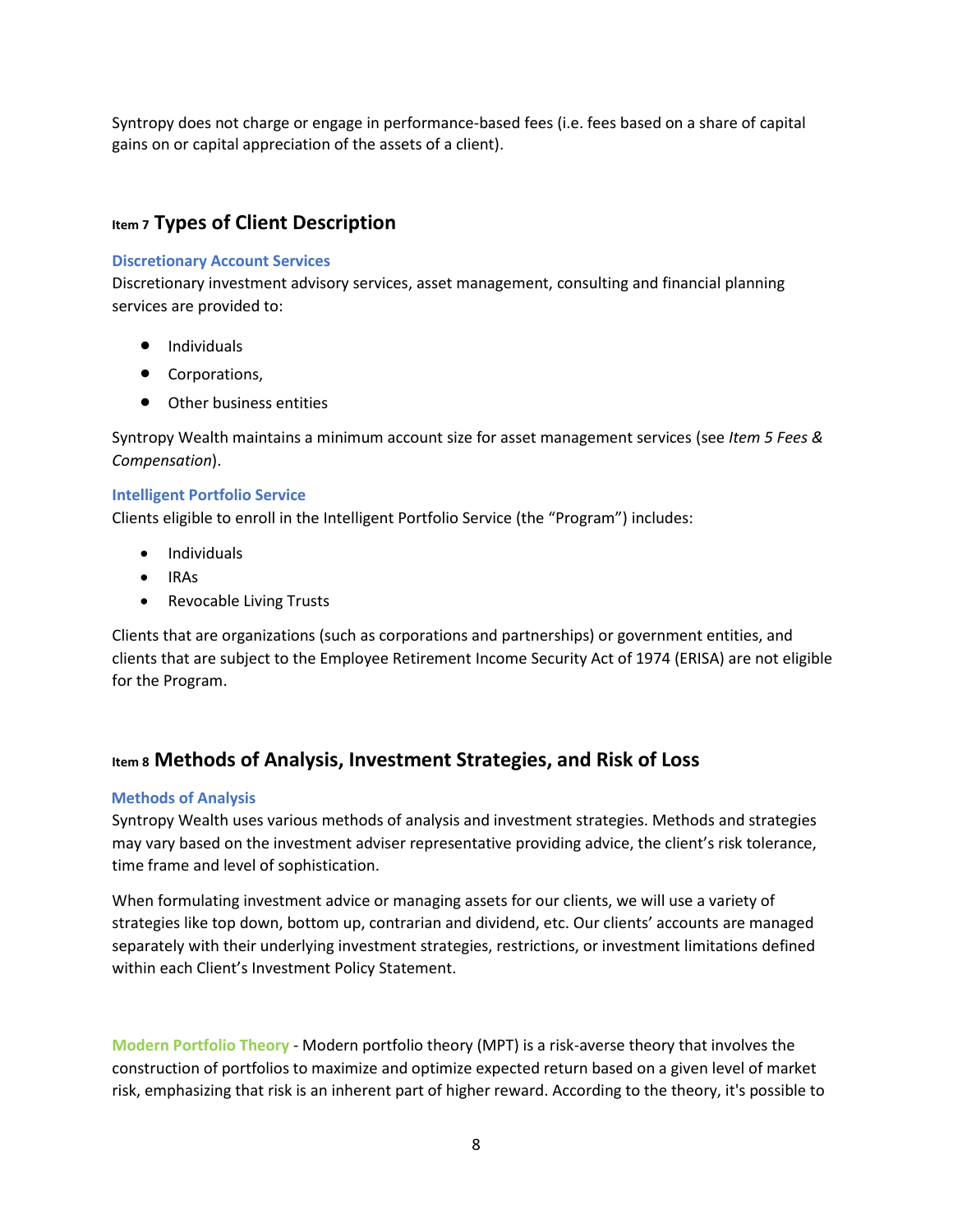Syntropy does not charge or engage in performance-based fees (i.e. fees based on a share of capital gains on or capital appreciation of the assets of a client).

## Item 7 Types of Client Description

### Discretionary Account Services

Discretionary investment advisory services, asset management, consulting and financial planning services are provided to:

- Individuals
- Corporations,
- Other business entities

Syntropy Wealth maintains a minimum account size for asset management services (see *Item 5 Fees & Compensation*).

### Intelligent Portfolio Service

Clients eligible to enroll in the Intelligent Portfolio Service (the "Program") includes:

- Individuals
- IRAs
- Revocable Living Trusts

Clients that are organizations (such as corporations and partnerships) or government entities, and clients that are subject to the Employee Retirement Income Security Act of 1974 (ERISA) are not eligible for the Program.

## Item 8 Methods of Analysis, Investment Strategies, and Risk of Loss

### Methods of Analysis

Syntropy Wealth uses various methods of analysis and investment strategies. Methods and strategies may vary based on the investment adviser representative providing advice, the client's risk tolerance, time frame and level of sophistication.

When formulating investment advice or managing assets for our clients, we will use a variety of strategies like top down, bottom up, contrarian and dividend, etc. Our clients' accounts are managed separately with their underlying investment strategies, restrictions, or investment limitations defined within each Client's Investment Policy Statement.

**Modern Portfolio Theory** - Modern portfolio theory (MPT) is a risk-averse theory that involves the construction of portfolios to maximize and optimize expected return based on a given level of market risk, emphasizing that risk is an inherent part of higher reward. According to the theory, it's possible to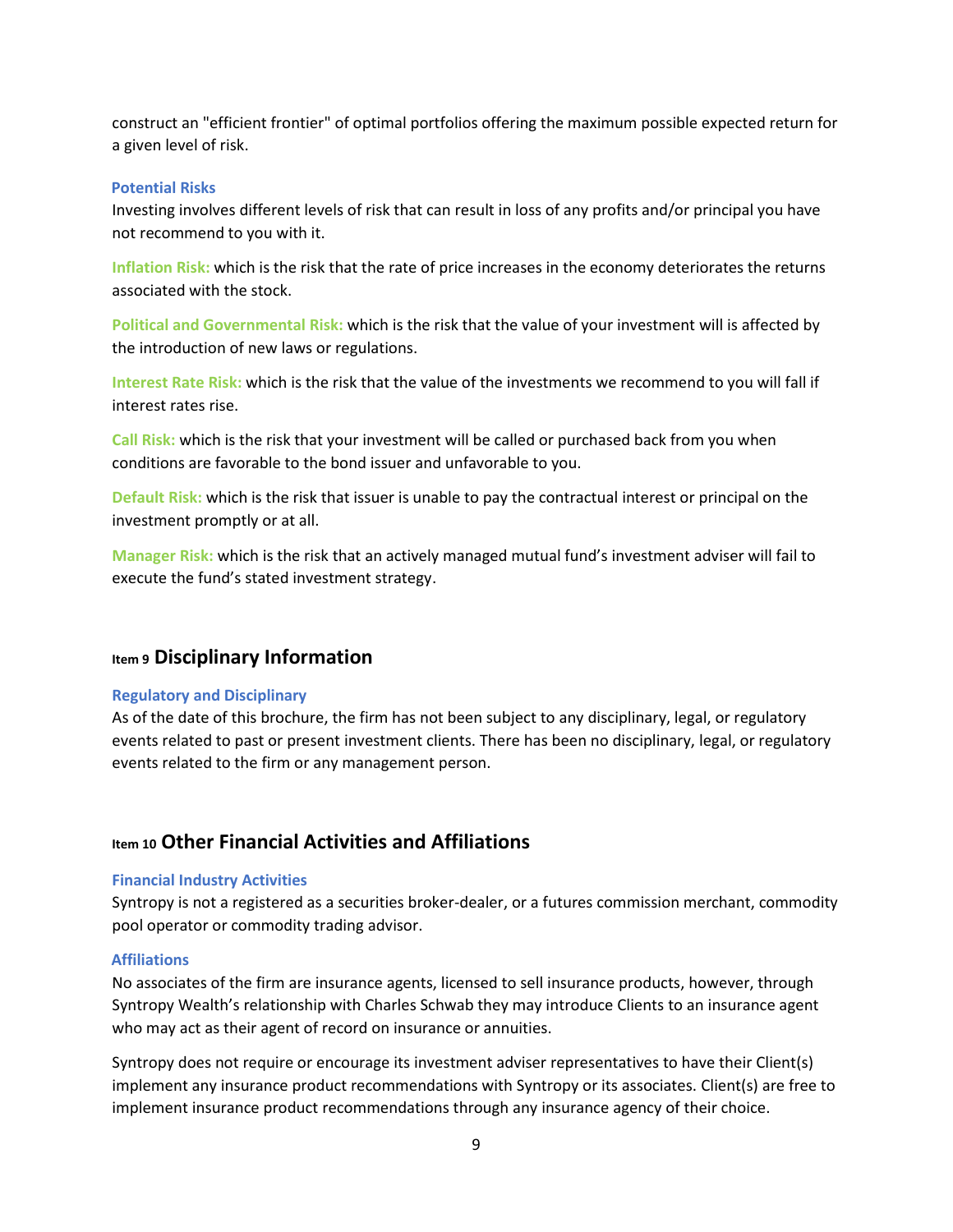construct an "efficient frontier" of optimal portfolios offering the maximum possible expected return for a given level of risk.

### Potential Risks

Investing involves different levels of risk that can result in loss of any profits and/or principal you have not recommend to you with it.

**Inflation Risk:** which is the risk that the rate of price increases in the economy deteriorates the returns associated with the stock.

**Political and Governmental Risk:** which is the risk that the value of your investment will is affected by the introduction of new laws or regulations.

**Interest Rate Risk:** which is the risk that the value of the investments we recommend to you will fall if interest rates rise.

**Call Risk:** which is the risk that your investment will be called or purchased back from you when conditions are favorable to the bond issuer and unfavorable to you.

**Default Risk:** which is the risk that issuer is unable to pay the contractual interest or principal on the investment promptly or at all.

**Manager Risk:** which is the risk that an actively managed mutual fund's investment adviser will fail to execute the fund's stated investment strategy.

## Item 9 Disciplinary Information

### Regulatory and Disciplinary

As of the date of this brochure, the firm has not been subject to any disciplinary, legal, or regulatory events related to past or present investment clients. There has been no disciplinary, legal, or regulatory events related to the firm or any management person.

## Item 10 Other Financial Activities and Affiliations

### Financial Industry Activities

Syntropy is not a registered as a securities broker-dealer, or a futures commission merchant, commodity pool operator or commodity trading advisor.

### Affiliations

No associates of the firm are insurance agents, licensed to sell insurance products, however, through Syntropy Wealth's relationship with Charles Schwab they may introduce Clients to an insurance agent who may act as their agent of record on insurance or annuities.

Syntropy does not require or encourage its investment adviser representatives to have their Client(s) implement any insurance product recommendations with Syntropy or its associates. Client(s) are free to implement insurance product recommendations through any insurance agency of their choice.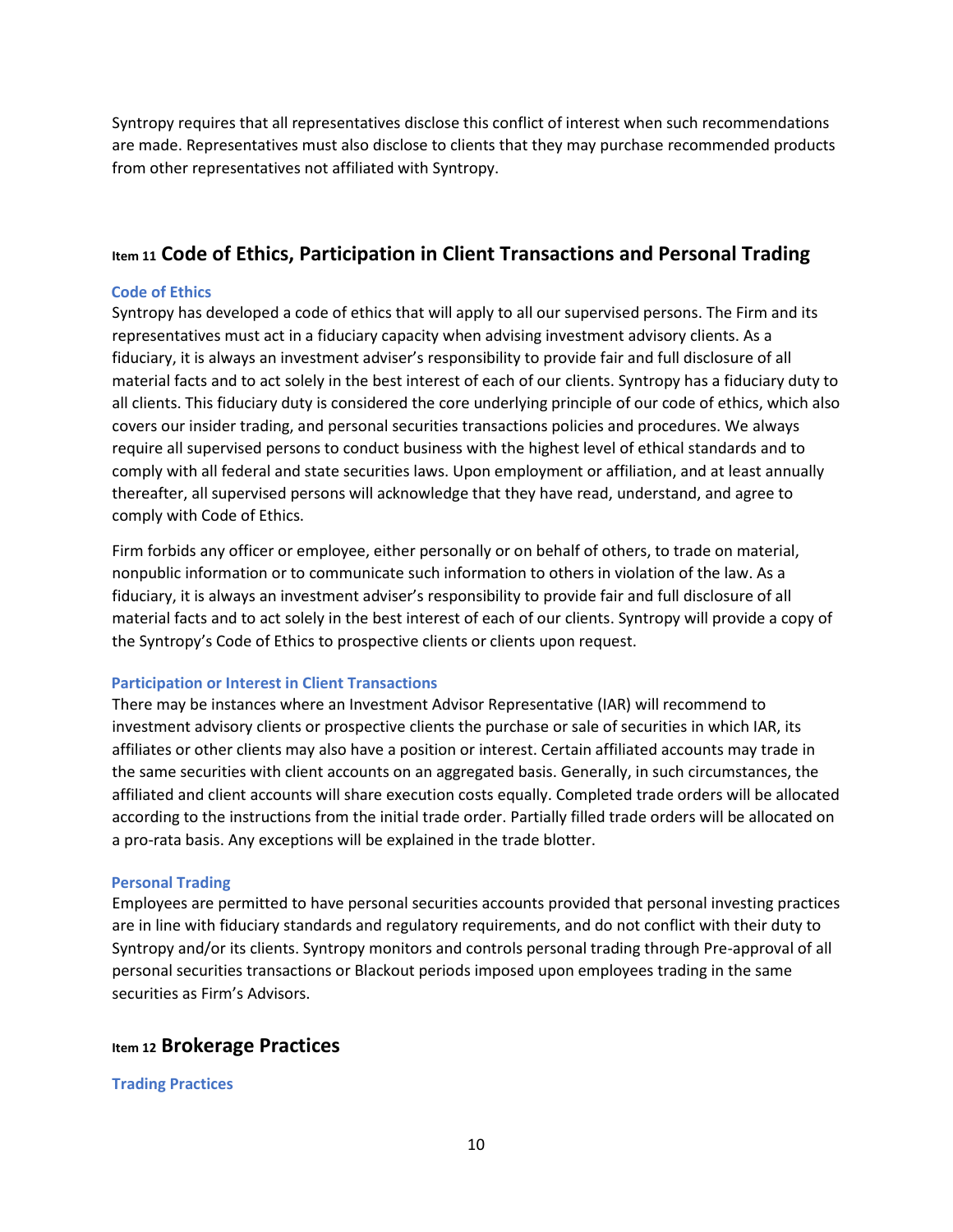Syntropy requires that all representatives disclose this conflict of interest when such recommendations are made. Representatives must also disclose to clients that they may purchase recommended products from other representatives not affiliated with Syntropy.

## Item 11 Code of Ethics, Participation in Client Transactions and Personal Trading

### Code of Ethics

Syntropy has developed a code of ethics that will apply to all our supervised persons. The Firm and its representatives must act in a fiduciary capacity when advising investment advisory clients. As a fiduciary, it is always an investment adviser's responsibility to provide fair and full disclosure of all material facts and to act solely in the best interest of each of our clients. Syntropy has a fiduciary duty to all clients. This fiduciary duty is considered the core underlying principle of our code of ethics, which also covers our insider trading, and personal securities transactions policies and procedures. We always require all supervised persons to conduct business with the highest level of ethical standards and to comply with all federal and state securities laws. Upon employment or affiliation, and at least annually thereafter, all supervised persons will acknowledge that they have read, understand, and agree to comply with Code of Ethics.

Firm forbids any officer or employee, either personally or on behalf of others, to trade on material, nonpublic information or to communicate such information to others in violation of the law. As a fiduciary, it is always an investment adviser's responsibility to provide fair and full disclosure of all material facts and to act solely in the best interest of each of our clients. Syntropy will provide a copy of the Syntropy's Code of Ethics to prospective clients or clients upon request.

### Participation or Interest in Client Transactions

There may be instances where an Investment Advisor Representative (IAR) will recommend to investment advisory clients or prospective clients the purchase or sale of securities in which IAR, its affiliates or other clients may also have a position or interest. Certain affiliated accounts may trade in the same securities with client accounts on an aggregated basis. Generally, in such circumstances, the affiliated and client accounts will share execution costs equally. Completed trade orders will be allocated according to the instructions from the initial trade order. Partially filled trade orders will be allocated on a pro-rata basis. Any exceptions will be explained in the trade blotter.

### Personal Trading

Employees are permitted to have personal securities accounts provided that personal investing practices are in line with fiduciary standards and regulatory requirements, and do not conflict with their duty to Syntropy and/or its clients. Syntropy monitors and controls personal trading through Pre-approval of all personal securities transactions or Blackout periods imposed upon employees trading in the same securities as Firm's Advisors.

## Item 12 Brokerage Practices

### Trading Practices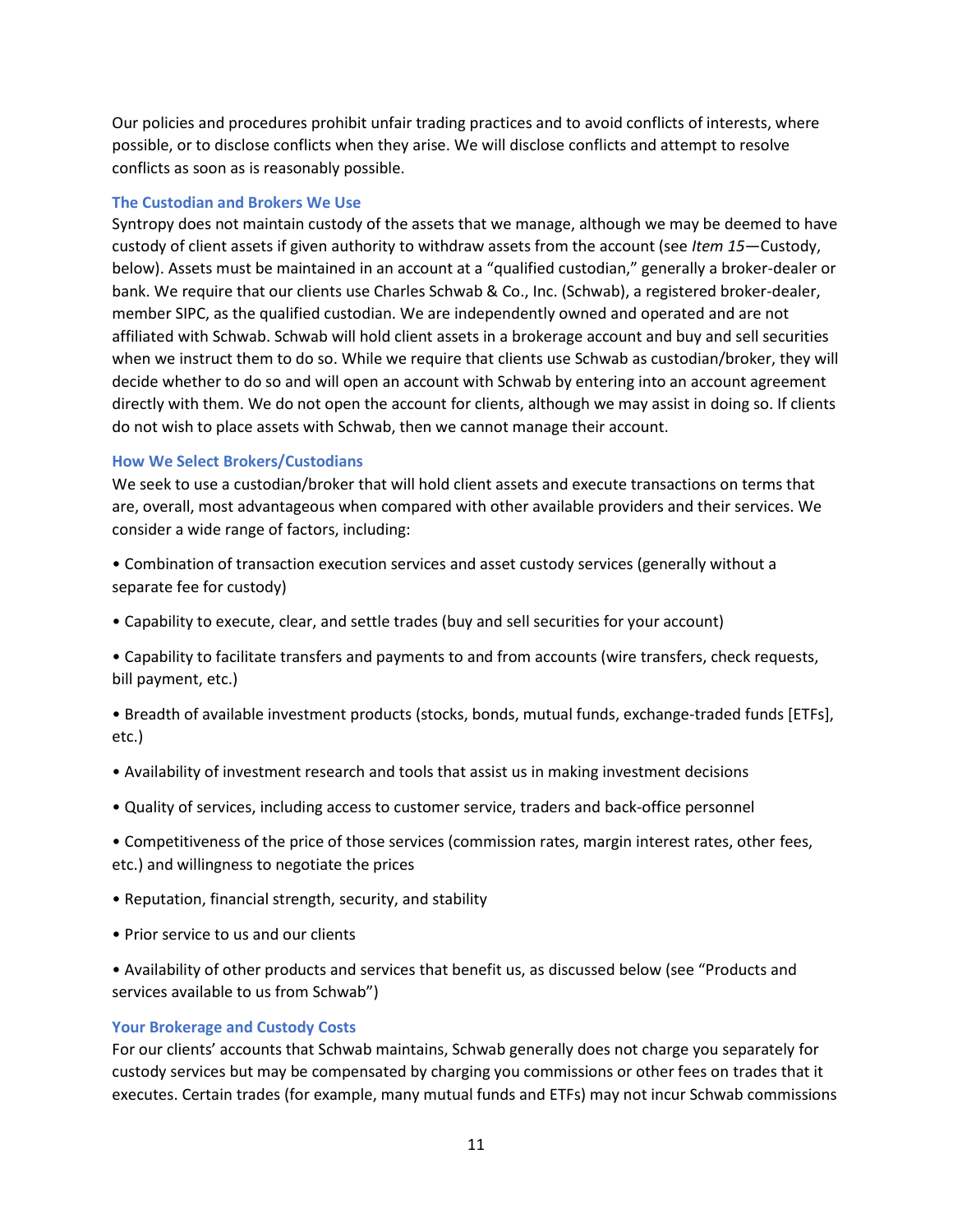Our policies and procedures prohibit unfair trading practices and to avoid conflicts of interests, where possible, or to disclose conflicts when they arise. We will disclose conflicts and attempt to resolve conflicts as soon as is reasonably possible.

### The Custodian and Brokers We Use

Syntropy does not maintain custody of the assets that we manage, although we may be deemed to have custody of client assets if given authority to withdraw assets from the account (see *Item 15*—Custody, below). Assets must be maintained in an account at a "qualified custodian," generally a broker-dealer or bank. We require that our clients use Charles Schwab & Co., Inc. (Schwab), a registered broker-dealer, member SIPC, as the qualified custodian. We are independently owned and operated and are not affiliated with Schwab. Schwab will hold client assets in a brokerage account and buy and sell securities when we instruct them to do so. While we require that clients use Schwab as custodian/broker, they will decide whether to do so and will open an account with Schwab by entering into an account agreement directly with them. We do not open the account for clients, although we may assist in doing so. If clients do not wish to place assets with Schwab, then we cannot manage their account.

### How We Select Brokers/Custodians

We seek to use a custodian/broker that will hold client assets and execute transactions on terms that are, overall, most advantageous when compared with other available providers and their services. We consider a wide range of factors, including:

- Combination of transaction execution services and asset custody services (generally without a separate fee for custody)
- Capability to execute, clear, and settle trades (buy and sell securities for your account)
- Capability to facilitate transfers and payments to and from accounts (wire transfers, check requests, bill payment, etc.)
- Breadth of available investment products (stocks, bonds, mutual funds, exchange-traded funds [ETFs], etc.)
- Availability of investment research and tools that assist us in making investment decisions
- Quality of services, including access to customer service, traders and back-office personnel
- Competitiveness of the price of those services (commission rates, margin interest rates, other fees, etc.) and willingness to negotiate the prices
- Reputation, financial strength, security, and stability
- Prior service to us and our clients
- Availability of other products and services that benefit us, as discussed below (see "Products and services available to us from Schwab")

### Your Brokerage and Custody Costs

For our clients' accounts that Schwab maintains, Schwab generally does not charge you separately for custody services but may be compensated by charging you commissions or other fees on trades that it executes. Certain trades (for example, many mutual funds and ETFs) may not incur Schwab commissions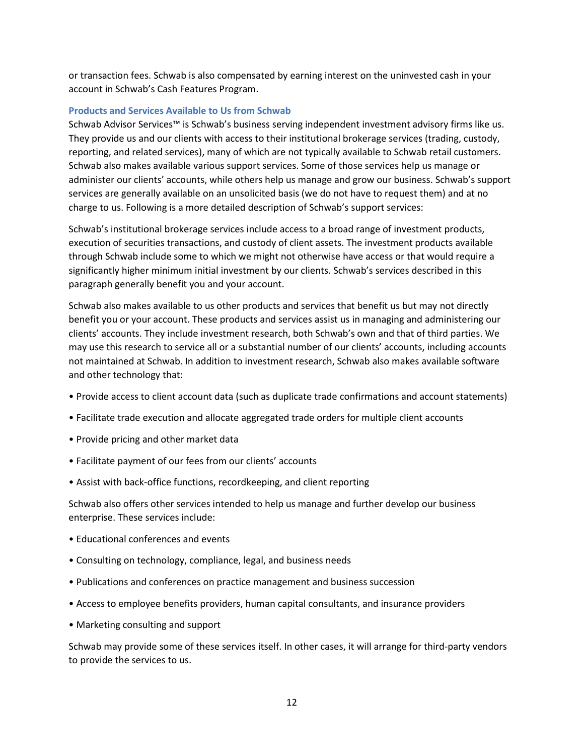or transaction fees. Schwab is also compensated by earning interest on the uninvested cash in your account in Schwab's Cash Features Program.

### Products and Services Available to Us from Schwab

Schwab Advisor Services™ is Schwab's business serving independent investment advisory firms like us. They provide us and our clients with access to their institutional brokerage services (trading, custody, reporting, and related services), many of which are not typically available to Schwab retail customers. Schwab also makes available various support services. Some of those services help us manage or administer our clients' accounts, while others help us manage and grow our business. Schwab's support services are generally available on an unsolicited basis (we do not have to request them) and at no charge to us. Following is a more detailed description of Schwab's support services:

Schwab's institutional brokerage services include access to a broad range of investment products, execution of securities transactions, and custody of client assets. The investment products available through Schwab include some to which we might not otherwise have access or that would require a significantly higher minimum initial investment by our clients. Schwab's services described in this paragraph generally benefit you and your account.

Schwab also makes available to us other products and services that benefit us but may not directly benefit you or your account. These products and services assist us in managing and administering our clients' accounts. They include investment research, both Schwab's own and that of third parties. We may use this research to service all or a substantial number of our clients' accounts, including accounts not maintained at Schwab. In addition to investment research, Schwab also makes available software and other technology that:

- Provide access to client account data (such as duplicate trade confirmations and account statements)
- Facilitate trade execution and allocate aggregated trade orders for multiple client accounts
- Provide pricing and other market data
- Facilitate payment of our fees from our clients' accounts
- Assist with back-office functions, recordkeeping, and client reporting

Schwab also offers other services intended to help us manage and further develop our business enterprise. These services include:

- Educational conferences and events
- Consulting on technology, compliance, legal, and business needs
- Publications and conferences on practice management and business succession
- Access to employee benefits providers, human capital consultants, and insurance providers
- Marketing consulting and support

Schwab may provide some of these services itself. In other cases, it will arrange for third-party vendors to provide the services to us.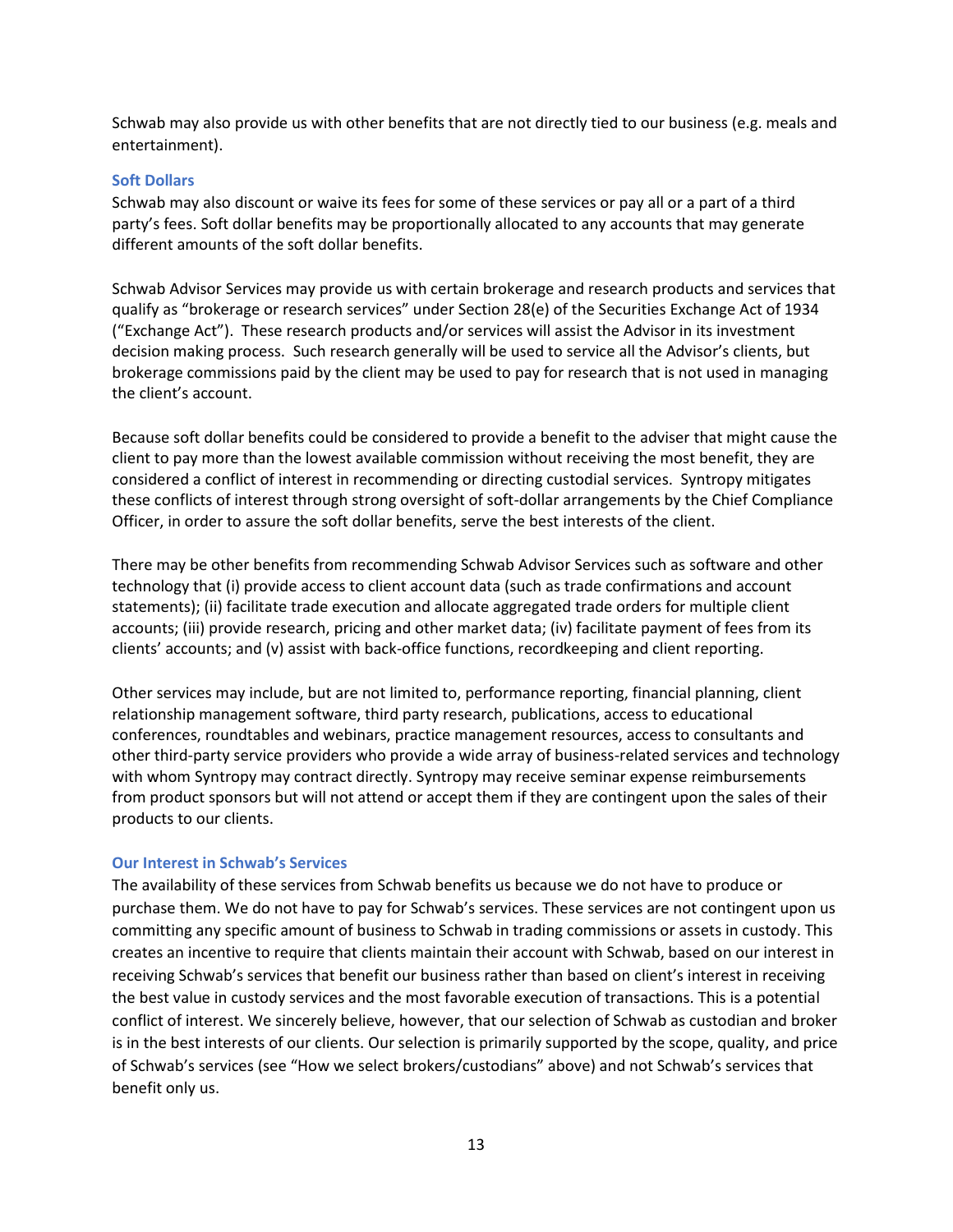Schwab may also provide us with other benefits that are not directly tied to our business (e.g. meals and entertainment).

### Soft Dollars

Schwab may also discount or waive its fees for some of these services or pay all or a part of a third party's fees. Soft dollar benefits may be proportionally allocated to any accounts that may generate different amounts of the soft dollar benefits.

Schwab Advisor Services may provide us with certain brokerage and research products and services that qualify as "brokerage or research services" under Section 28(e) of the Securities Exchange Act of 1934 ("Exchange Act"). These research products and/or services will assist the Advisor in its investment decision making process. Such research generally will be used to service all the Advisor's clients, but brokerage commissions paid by the client may be used to pay for research that is not used in managing the client's account.

Because soft dollar benefits could be considered to provide a benefit to the adviser that might cause the client to pay more than the lowest available commission without receiving the most benefit, they are considered a conflict of interest in recommending or directing custodial services. Syntropy mitigates these conflicts of interest through strong oversight of soft-dollar arrangements by the Chief Compliance Officer, in order to assure the soft dollar benefits, serve the best interests of the client.

There may be other benefits from recommending Schwab Advisor Services such as software and other technology that (i) provide access to client account data (such as trade confirmations and account statements); (ii) facilitate trade execution and allocate aggregated trade orders for multiple client accounts; (iii) provide research, pricing and other market data; (iv) facilitate payment of fees from its clients' accounts; and (v) assist with back-office functions, recordkeeping and client reporting.

Other services may include, but are not limited to, performance reporting, financial planning, client relationship management software, third party research, publications, access to educational conferences, roundtables and webinars, practice management resources, access to consultants and other third-party service providers who provide a wide array of business-related services and technology with whom Syntropy may contract directly. Syntropy may receive seminar expense reimbursements from product sponsors but will not attend or accept them if they are contingent upon the sales of their products to our clients.

### Our Interest in Schwab's Services

The availability of these services from Schwab benefits us because we do not have to produce or purchase them. We do not have to pay for Schwab's services. These services are not contingent upon us committing any specific amount of business to Schwab in trading commissions or assets in custody. This creates an incentive to require that clients maintain their account with Schwab, based on our interest in receiving Schwab's services that benefit our business rather than based on client's interest in receiving the best value in custody services and the most favorable execution of transactions. This is a potential conflict of interest. We sincerely believe, however, that our selection of Schwab as custodian and broker is in the best interests of our clients. Our selection is primarily supported by the scope, quality, and price of Schwab's services (see "How we select brokers/custodians" above) and not Schwab's services that benefit only us.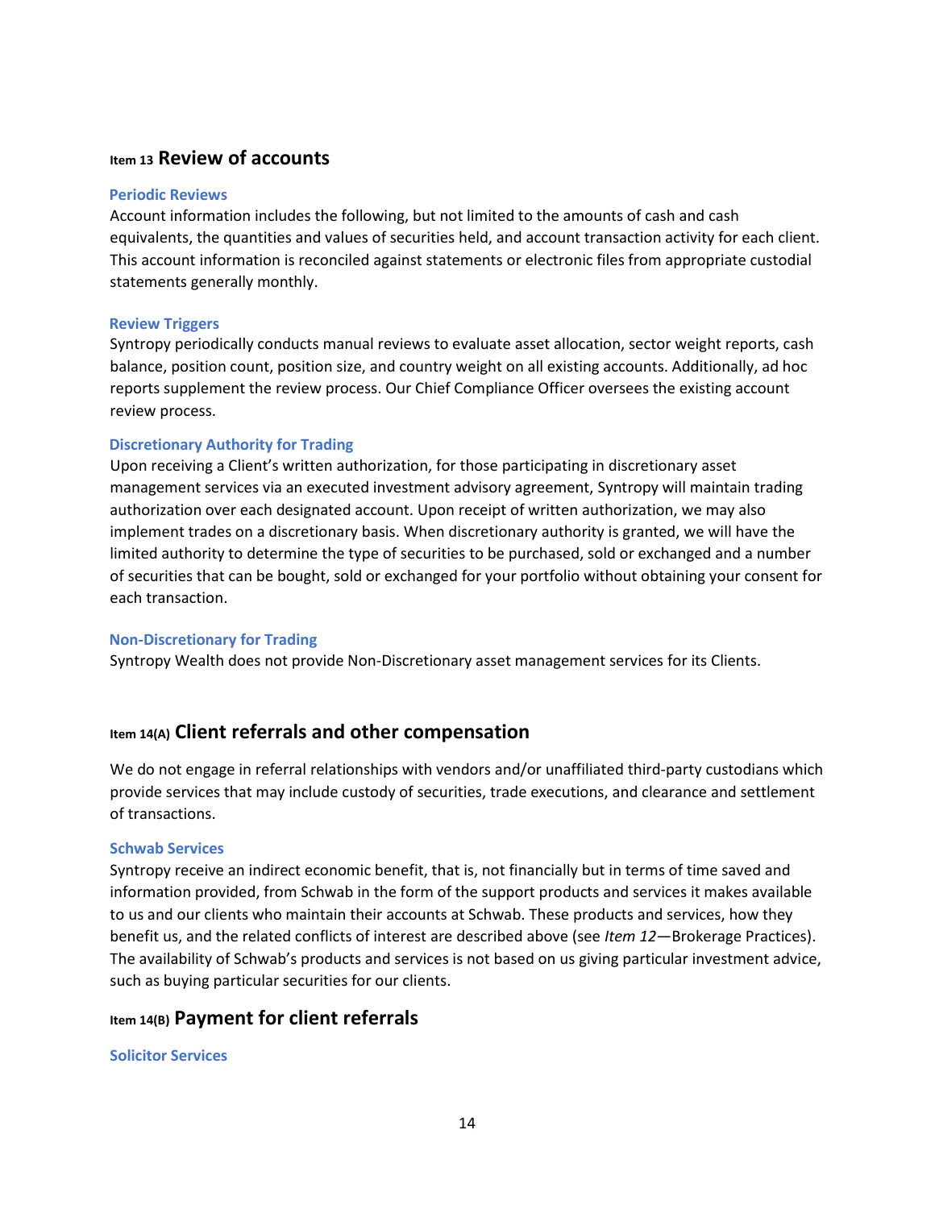## Item 13 Review of accounts

### Periodic Reviews

Account information includes the following, but not limited to the amounts of cash and cash equivalents, the quantities and values of securities held, and account transaction activity for each client. This account information is reconciled against statements or electronic files from appropriate custodial statements generally monthly.

### Review Triggers

Syntropy periodically conducts manual reviews to evaluate asset allocation, sector weight reports, cash balance, position count, position size, and country weight on all existing accounts. Additionally, ad hoc reports supplement the review process. Our Chief Compliance Officer oversees the existing account review process.

### Discretionary Authority for Trading

Upon receiving a Client's written authorization, for those participating in discretionary asset management services via an executed investment advisory agreement, Syntropy will maintain trading authorization over each designated account. Upon receipt of written authorization, we may also implement trades on a discretionary basis. When discretionary authority is granted, we will have the limited authority to determine the type of securities to be purchased, sold or exchanged and a number of securities that can be bought, sold or exchanged for your portfolio without obtaining your consent for each transaction.

### Non-Discretionary for Trading

Syntropy Wealth does not provide Non-Discretionary asset management services for its Clients.

## Item 14(A) Client referrals and other compensation

We do not engage in referral relationships with vendors and/or unaffiliated third-party custodians which provide services that may include custody of securities, trade executions, and clearance and settlement of transactions.

### Schwab Services

Syntropy receive an indirect economic benefit, that is, not financially but in terms of time saved and information provided, from Schwab in the form of the support products and services it makes available to us and our clients who maintain their accounts at Schwab. These products and services, how they benefit us, and the related conflicts of interest are described above (see *Item 12*—Brokerage Practices). The availability of Schwab's products and services is not based on us giving particular investment advice, such as buying particular securities for our clients.

## Item 14(B) Payment for client referrals

### Solicitor Services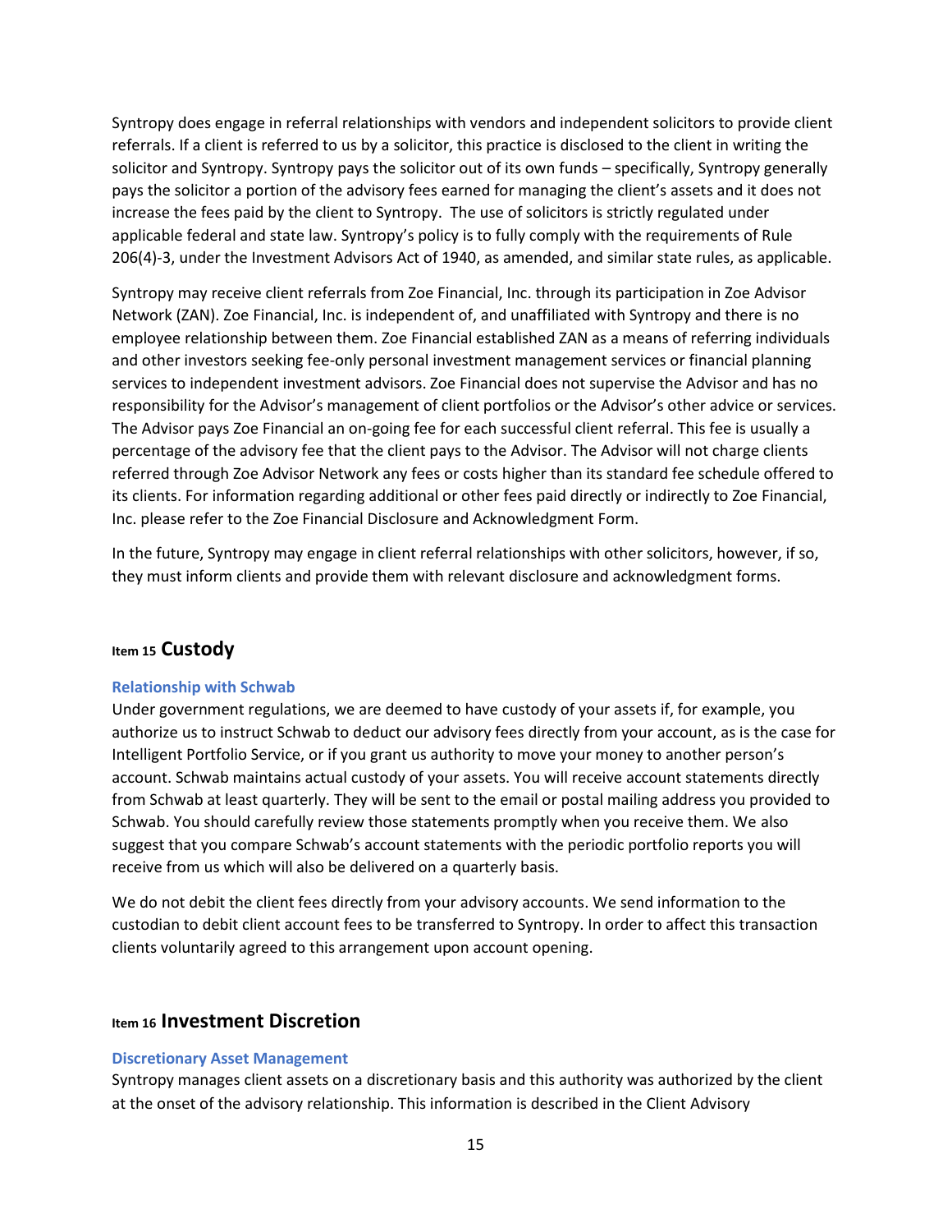Syntropy does engage in referral relationships with vendors and independent solicitors to provide client referrals. If a client is referred to us by a solicitor, this practice is disclosed to the client in writing the solicitor and Syntropy. Syntropy pays the solicitor out of its own funds – specifically, Syntropy generally pays the solicitor a portion of the advisory fees earned for managing the client's assets and it does not increase the fees paid by the client to Syntropy. The use of solicitors is strictly regulated under applicable federal and state law. Syntropy's policy is to fully comply with the requirements of Rule 206(4)-3, under the Investment Advisors Act of 1940, as amended, and similar state rules, as applicable.

Syntropy may receive client referrals from Zoe Financial, Inc. through its participation in Zoe Advisor Network (ZAN). Zoe Financial, Inc. is independent of, and unaffiliated with Syntropy and there is no employee relationship between them. Zoe Financial established ZAN as a means of referring individuals and other investors seeking fee-only personal investment management services or financial planning services to independent investment advisors. Zoe Financial does not supervise the Advisor and has no responsibility for the Advisor's management of client portfolios or the Advisor's other advice or services. The Advisor pays Zoe Financial an on-going fee for each successful client referral. This fee is usually a percentage of the advisory fee that the client pays to the Advisor. The Advisor will not charge clients referred through Zoe Advisor Network any fees or costs higher than its standard fee schedule offered to its clients. For information regarding additional or other fees paid directly or indirectly to Zoe Financial, Inc. please refer to the Zoe Financial Disclosure and Acknowledgment Form.

In the future, Syntropy may engage in client referral relationships with other solicitors, however, if so, they must inform clients and provide them with relevant disclosure and acknowledgment forms.

## Item 15 Custody

### Relationship with Schwab

Under government regulations, we are deemed to have custody of your assets if, for example, you authorize us to instruct Schwab to deduct our advisory fees directly from your account, as is the case for Intelligent Portfolio Service, or if you grant us authority to move your money to another person's account. Schwab maintains actual custody of your assets. You will receive account statements directly from Schwab at least quarterly. They will be sent to the email or postal mailing address you provided to Schwab. You should carefully review those statements promptly when you receive them. We also suggest that you compare Schwab's account statements with the periodic portfolio reports you will receive from us which will also be delivered on a quarterly basis.

We do not debit the client fees directly from your advisory accounts. We send information to the custodian to debit client account fees to be transferred to Syntropy. In order to affect this transaction clients voluntarily agreed to this arrangement upon account opening.

## Item 16 Investment Discretion

### Discretionary Asset Management

Syntropy manages client assets on a discretionary basis and this authority was authorized by the client at the onset of the advisory relationship. This information is described in the Client Advisory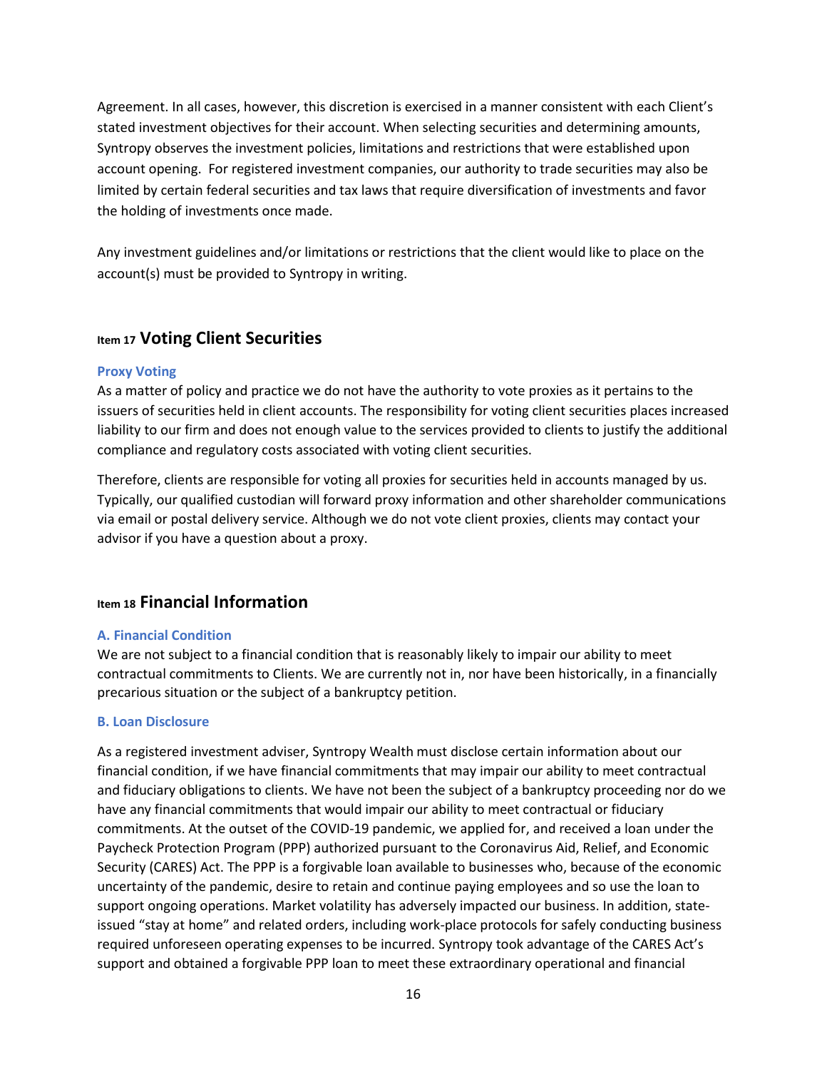Agreement. In all cases, however, this discretion is exercised in a manner consistent with each Client's stated investment objectives for their account. When selecting securities and determining amounts, Syntropy observes the investment policies, limitations and restrictions that were established upon account opening. For registered investment companies, our authority to trade securities may also be limited by certain federal securities and tax laws that require diversification of investments and favor the holding of investments once made.

Any investment guidelines and/or limitations or restrictions that the client would like to place on the account(s) must be provided to Syntropy in writing.

## Item 17 Voting Client Securities

### Proxy Voting

As a matter of policy and practice we do not have the authority to vote proxies as it pertains to the issuers of securities held in client accounts. The responsibility for voting client securities places increased liability to our firm and does not enough value to the services provided to clients to justify the additional compliance and regulatory costs associated with voting client securities.

Therefore, clients are responsible for voting all proxies for securities held in accounts managed by us. Typically, our qualified custodian will forward proxy information and other shareholder communications via email or postal delivery service. Although we do not vote client proxies, clients may contact your advisor if you have a question about a proxy.

## Item 18 Financial Information

### A. Financial Condition

We are not subject to a financial condition that is reasonably likely to impair our ability to meet contractual commitments to Clients. We are currently not in, nor have been historically, in a financially precarious situation or the subject of a bankruptcy petition.

### B. Loan Disclosure

As a registered investment adviser, Syntropy Wealth must disclose certain information about our financial condition, if we have financial commitments that may impair our ability to meet contractual and fiduciary obligations to clients. We have not been the subject of a bankruptcy proceeding nor do we have any financial commitments that would impair our ability to meet contractual or fiduciary commitments. At the outset of the COVID-19 pandemic, we applied for, and received a loan under the Paycheck Protection Program (PPP) authorized pursuant to the Coronavirus Aid, Relief, and Economic Security (CARES) Act. The PPP is a forgivable loan available to businesses who, because of the economic uncertainty of the pandemic, desire to retain and continue paying employees and so use the loan to support ongoing operations. Market volatility has adversely impacted our business. In addition, state-issued "stay at home" and related orders, including work-place protocols for safely conducting business required unforeseen operating expenses to be incurred. Syntropy took advantage of the CARES Act's support and obtained a forgivable PPP loan to meet these extraordinary operational and financial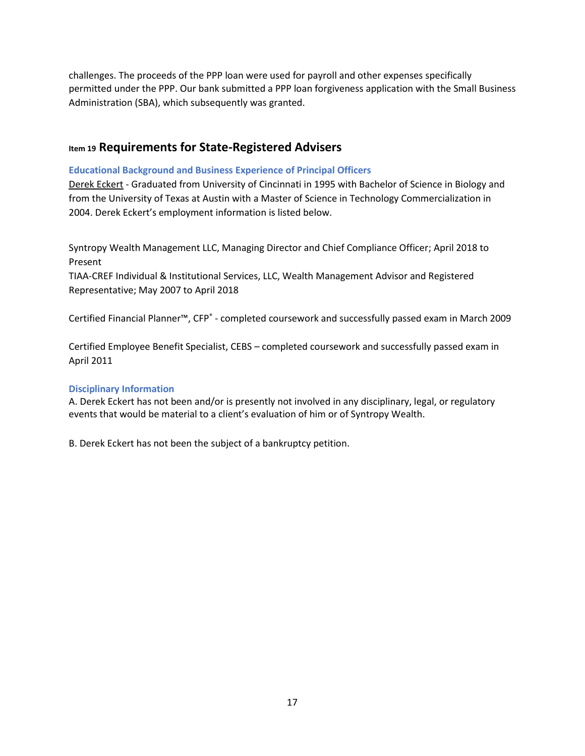challenges. The proceeds of the PPP loan were used for payroll and other expenses specifically permitted under the PPP. Our bank submitted a PPP loan forgiveness application with the Small Business Administration (SBA), which subsequently was granted.

## Item 19 Requirements for State-Registered Advisers

### Educational Background and Business Experience of Principal Officers

Derek Eckert - Graduated from University of Cincinnati in 1995 with Bachelor of Science in Biology and from the University of Texas at Austin with a Master of Science in Technology Commercialization in 2004. Derek Eckert's employment information is listed below.

Syntropy Wealth Management LLC, Managing Director and Chief Compliance Officer; April 2018 to Present
TIAA-CREF Individual & Institutional Services, LLC, Wealth Management Advisor and Registered Representative; May 2007 to April 2018

Certified Financial Planner™, CFP® - completed coursework and successfully passed exam in March 2009

Certified Employee Benefit Specialist, CEBS – completed coursework and successfully passed exam in April 2011

### Disciplinary Information

A. Derek Eckert has not been and/or is presently not involved in any disciplinary, legal, or regulatory events that would be material to a client's evaluation of him or of Syntropy Wealth.

B. Derek Eckert has not been the subject of a bankruptcy petition.